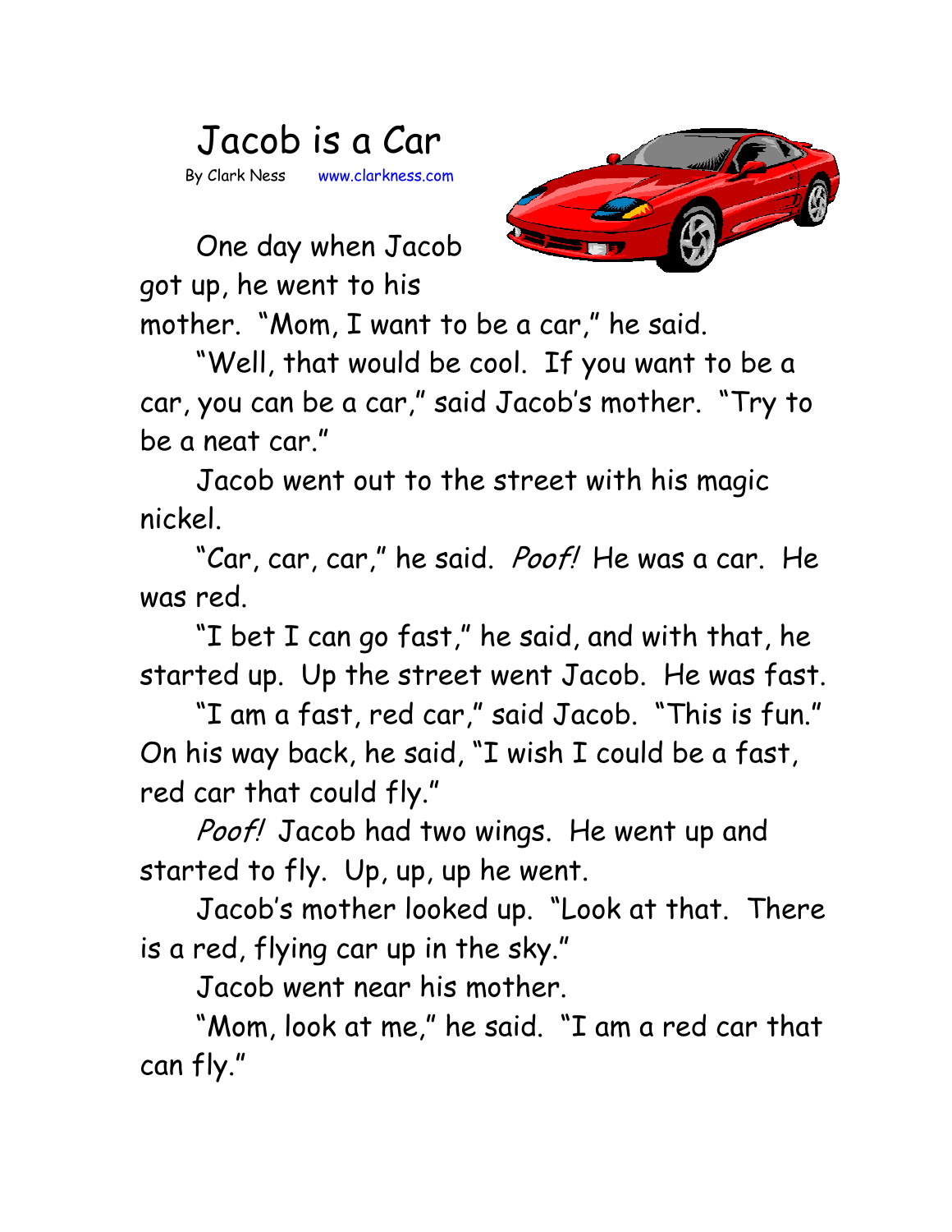# Jacob is a Car

By Clark Ness www.clarkness.com

One day when Jacob got up, he went to his mother. "Mom, I want to be a car," he said.

"Well, that would be cool. If you want to be a car, you can be a car," said Jacob's mother. "Try to be a neat car."

Jacob went out to the street with his magic nickel.

"Car, car, car," he said. *Poof!* He was a car. He was red.

"I bet I can go fast," he said, and with that, he started up. Up the street went Jacob. He was fast.

"I am a fast, red car," said Jacob. "This is fun." On his way back, he said, "I wish I could be a fast, red car that could fly."

*Poof!* Jacob had two wings. He went up and started to fly. Up, up, up he went.

Jacob's mother looked up. "Look at that. There is a red, flying car up in the sky."

Jacob went near his mother.

"Mom, look at me," he said. "I am a red car that can fly."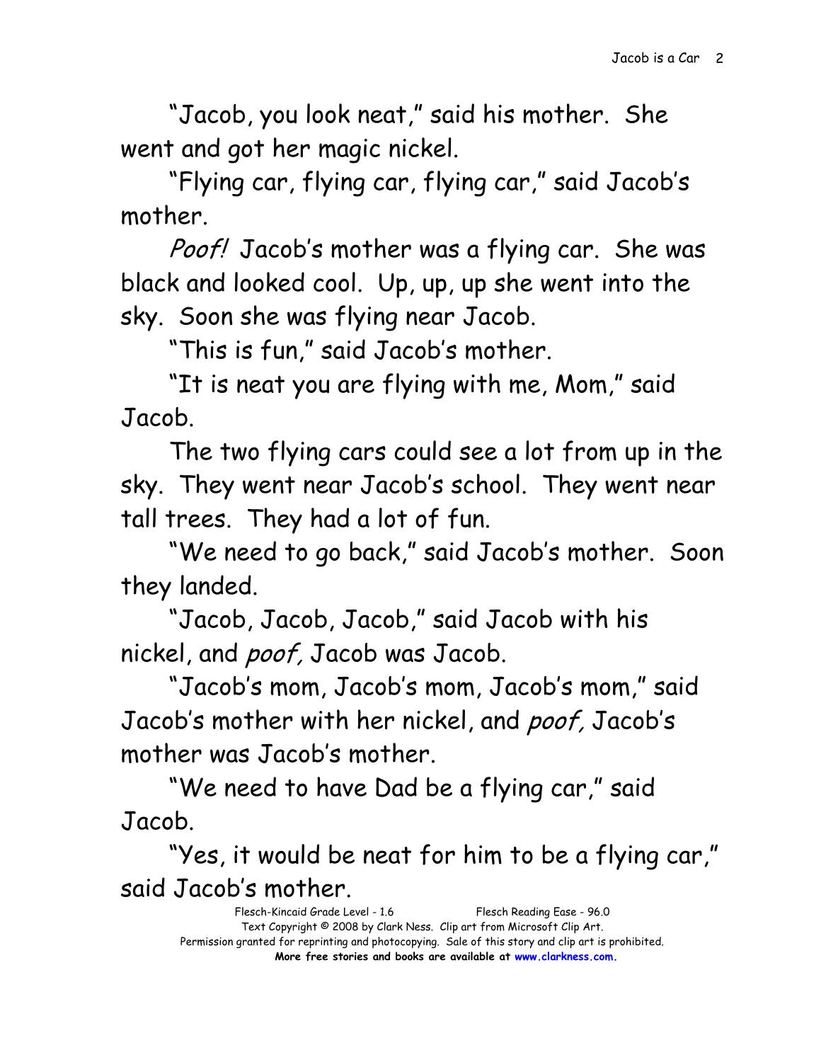"Jacob, you look neat," said his mother. She went and got her magic nickel.

"Flying car, flying car, flying car," said Jacob's mother.

*Poof!* Jacob's mother was a flying car. She was black and looked cool. Up, up, up she went into the sky. Soon she was flying near Jacob.

"This is fun," said Jacob's mother.

"It is neat you are flying with me, Mom," said Jacob.

The two flying cars could see a lot from up in the sky. They went near Jacob's school. They went near tall trees. They had a lot of fun.

"We need to go back," said Jacob's mother. Soon they landed.

"Jacob, Jacob, Jacob," said Jacob with his nickel, and *poof,* Jacob was Jacob.

"Jacob's mom, Jacob's mom, Jacob's mom," said Jacob's mother with her nickel, and *poof,* Jacob's mother was Jacob's mother.

"We need to have Dad be a flying car," said Jacob.

"Yes, it would be neat for him to be a flying car," said Jacob's mother.

Flesch-Kincaid Grade Level - 1.6 Flesch Reading Ease - 96.0

Text Copyright © 2008 by Clark Ness. Clip art from Microsoft Clip Art.

Permission granted for reprinting and photocopying. Sale of this story and clip art is prohibited.

**More free stories and books are available at www.clarkness.com.**